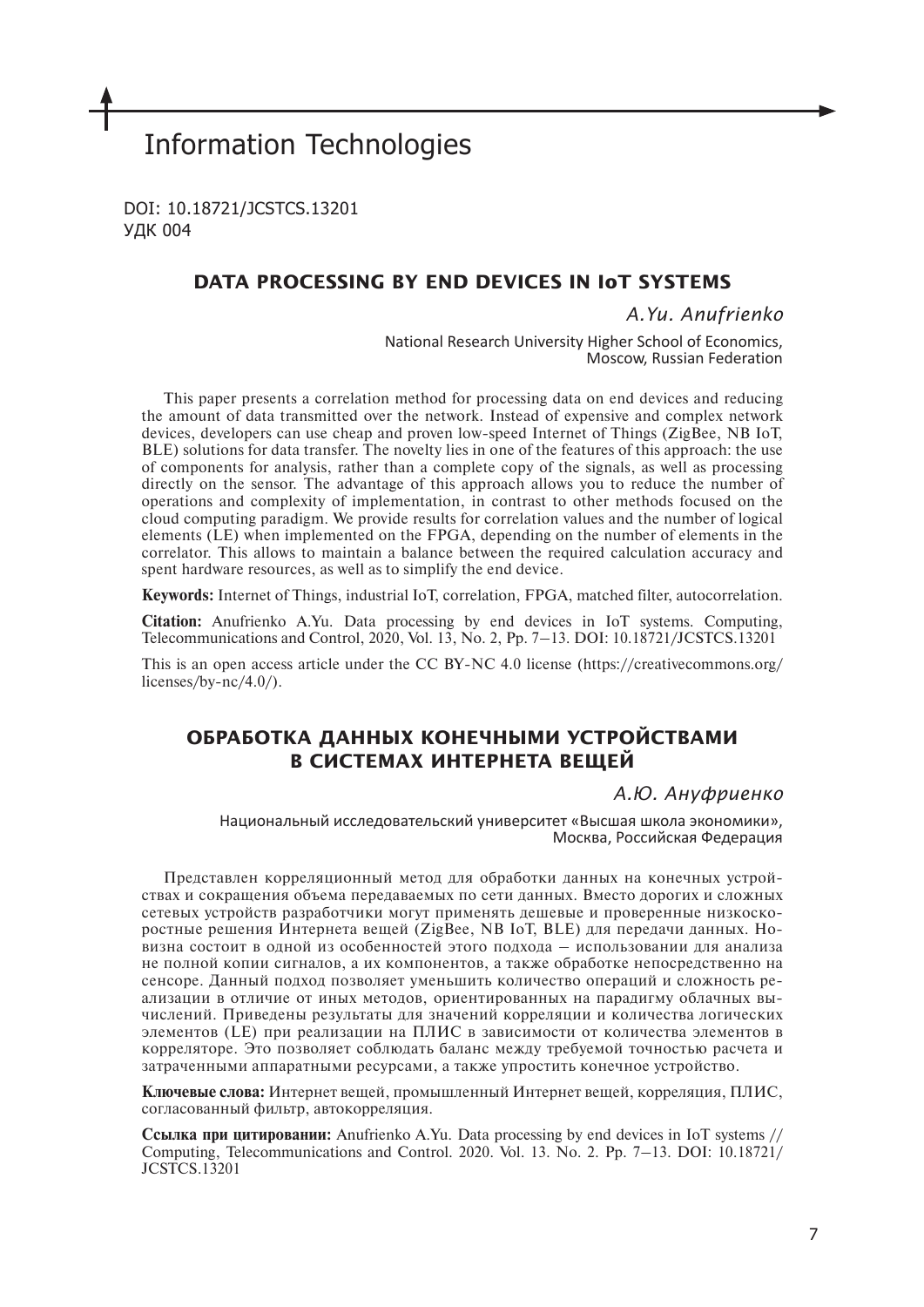# Information Technologies

DOI: 10.18721/JCSTCS.13201
УДК 004

## DATA PROCESSING BY END DEVICES IN IoT SYSTEMS

*A.Yu. Anufrienko*

National Research University Higher School of Economics,
Moscow, Russian Federation

This paper presents a correlation method for processing data on end devices and reducing the amount of data transmitted over the network. Instead of expensive and complex network devices, developers can use cheap and proven low-speed Internet of Things (ZigBee, NB IoT, BLE) solutions for data transfer. The novelty lies in one of the features of this approach: the use of components for analysis, rather than a complete copy of the signals, as well as processing directly on the sensor. The advantage of this approach allows you to reduce the number of operations and complexity of implementation, in contrast to other methods focused on the cloud computing paradigm. We provide results for correlation values and the number of logical elements (LE) when implemented on the FPGA, depending on the number of elements in the correlator. This allows to maintain a balance between the required calculation accuracy and spent hardware resources, as well as to simplify the end device.

**Keywords:** Internet of Things, industrial IoT, correlation, FPGA, matched filter, autocorrelation.

**Citation:** Anufrienko A.Yu. Data processing by end devices in IoT systems. Computing, Telecommunications and Control, 2020, Vol. 13, No. 2, Pp. 7–13. DOI: 10.18721/JCSTCS.13201

This is an open access article under the CC BY-NC 4.0 license (https://creativecommons.org/licenses/by-nc/4.0/).

## ОБРАБОТКА ДАННЫХ КОНЕЧНЫМИ УСТРОЙСТВАМИ В СИСТЕМАХ ИНТЕРНЕТА ВЕЩЕЙ

*А.Ю. Ануфриенко*

Национальный исследовательский университет «Высшая школа экономики»,
Москва, Российская Федерация

Представлен корреляционный метод для обработки данных на конечных устройствах и сокращения объема передаваемых по сети данных. Вместо дорогих и сложных сетевых устройств разработчики могут применять дешевые и проверенные низкоскоростные решения Интернета вещей (ZigBee, NB IoT, BLE) для передачи данных. Новизна состоит в одной из особенностей этого подхода – использовании для анализа не полной копии сигналов, а их компонентов, а также обработке непосредственно на сенсоре. Данный подход позволяет уменьшить количество операций и сложность реализации в отличие от иных методов, ориентированных на парадигму облачных вычислений. Приведены результаты для значений корреляции и количества логических элементов (LE) при реализации на ПЛИС в зависимости от количества элементов в корреляторе. Это позволяет соблюдать баланс между требуемой точностью расчета и затраченными аппаратными ресурсами, а также упростить конечное устройство.

**Ключевые слова:** Интернет вещей, промышленный Интернет вещей, корреляция, ПЛИС, согласованный фильтр, автокорреляция.

**Ссылка при цитировании:** Anufrienko A.Yu. Data processing by end devices in IoT systems // Computing, Telecommunications and Control. 2020. Vol. 13. No. 2. Pp. 7–13. DOI: 10.18721/JCSTCS.13201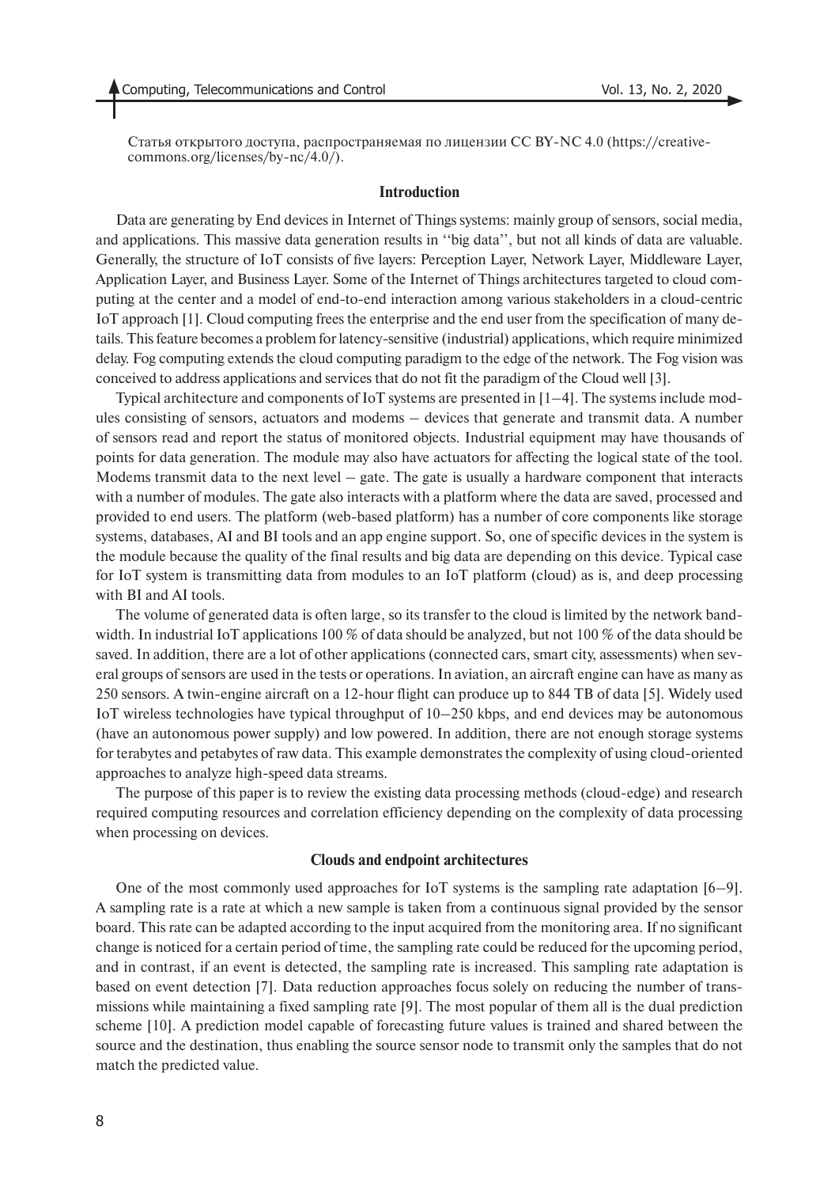Статья открытого доступа, распространяемая по лицензии CC BY-NC 4.0 (https://creativecommons.org/licenses/by-nc/4.0/).

## Introduction

Data are generating by End devices in Internet of Things systems: mainly group of sensors, social media, and applications. This massive data generation results in ''big data'', but not all kinds of data are valuable. Generally, the structure of IoT consists of five layers: Perception Layer, Network Layer, Middleware Layer, Application Layer, and Business Layer. Some of the Internet of Things architectures targeted to cloud computing at the center and a model of end-to-end interaction among various stakeholders in a cloud-centric IoT approach [1]. Cloud computing frees the enterprise and the end user from the specification of many details. This feature becomes a problem for latency-sensitive (industrial) applications, which require minimized delay. Fog computing extends the cloud computing paradigm to the edge of the network. The Fog vision was conceived to address applications and services that do not fit the paradigm of the Cloud well [3].

Typical architecture and components of IoT systems are presented in [1–4]. The systems include modules consisting of sensors, actuators and modems – devices that generate and transmit data. A number of sensors read and report the status of monitored objects. Industrial equipment may have thousands of points for data generation. The module may also have actuators for affecting the logical state of the tool. Modems transmit data to the next level – gate. The gate is usually a hardware component that interacts with a number of modules. The gate also interacts with a platform where the data are saved, processed and provided to end users. The platform (web-based platform) has a number of core components like storage systems, databases, AI and BI tools and an app engine support. So, one of specific devices in the system is the module because the quality of the final results and big data are depending on this device. Typical case for IoT system is transmitting data from modules to an IoT platform (cloud) as is, and deep processing with BI and AI tools.

The volume of generated data is often large, so its transfer to the cloud is limited by the network bandwidth. In industrial IoT applications 100 % of data should be analyzed, but not 100 % of the data should be saved. In addition, there are a lot of other applications (connected cars, smart city, assessments) when several groups of sensors are used in the tests or operations. In aviation, an aircraft engine can have as many as 250 sensors. A twin-engine aircraft on a 12-hour flight can produce up to 844 TB of data [5]. Widely used IoT wireless technologies have typical throughput of 10–250 kbps, and end devices may be autonomous (have an autonomous power supply) and low powered. In addition, there are not enough storage systems for terabytes and petabytes of raw data. This example demonstrates the complexity of using cloud-oriented approaches to analyze high-speed data streams.

The purpose of this paper is to review the existing data processing methods (cloud-edge) and research required computing resources and correlation efficiency depending on the complexity of data processing when processing on devices.

## Clouds and endpoint architectures

One of the most commonly used approaches for IoT systems is the sampling rate adaptation [6–9]. A sampling rate is a rate at which a new sample is taken from a continuous signal provided by the sensor board. This rate can be adapted according to the input acquired from the monitoring area. If no significant change is noticed for a certain period of time, the sampling rate could be reduced for the upcoming period, and in contrast, if an event is detected, the sampling rate is increased. This sampling rate adaptation is based on event detection [7]. Data reduction approaches focus solely on reducing the number of transmissions while maintaining a fixed sampling rate [9]. The most popular of them all is the dual prediction scheme [10]. A prediction model capable of forecasting future values is trained and shared between the source and the destination, thus enabling the source sensor node to transmit only the samples that do not match the predicted value.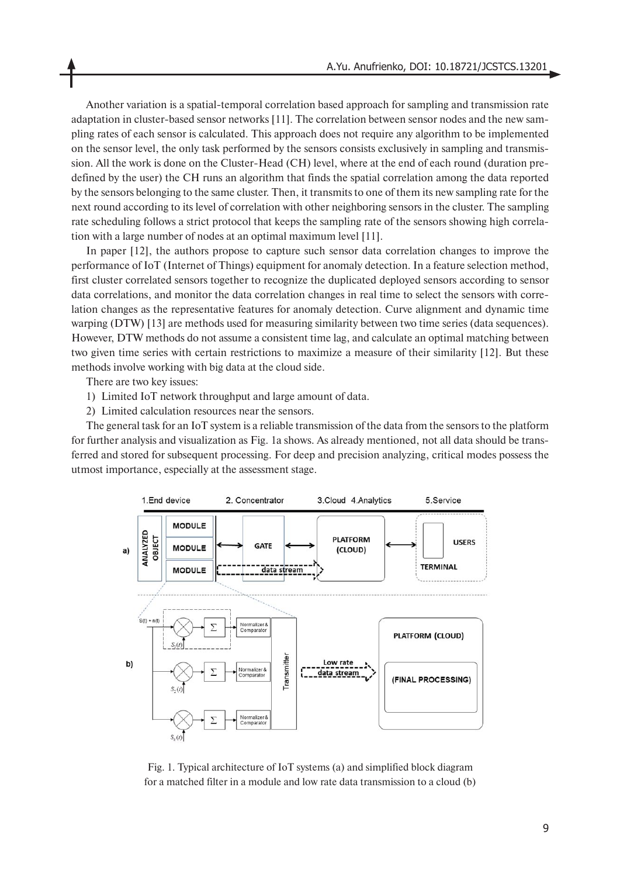Another variation is a spatial-temporal correlation based approach for sampling and transmission rate adaptation in cluster-based sensor networks [11]. The correlation between sensor nodes and the new sampling rates of each sensor is calculated. This approach does not require any algorithm to be implemented on the sensor level, the only task performed by the sensors consists exclusively in sampling and transmission. All the work is done on the Cluster-Head (CH) level, where at the end of each round (duration predefined by the user) the CH runs an algorithm that finds the spatial correlation among the data reported by the sensors belonging to the same cluster. Then, it transmits to one of them its new sampling rate for the next round according to its level of correlation with other neighboring sensors in the cluster. The sampling rate scheduling follows a strict protocol that keeps the sampling rate of the sensors showing high correlation with a large number of nodes at an optimal maximum level [11].

In paper [12], the authors propose to capture such sensor data correlation changes to improve the performance of IoT (Internet of Things) equipment for anomaly detection. In a feature selection method, first cluster correlated sensors together to recognize the duplicated deployed sensors according to sensor data correlations, and monitor the data correlation changes in real time to select the sensors with correlation changes as the representative features for anomaly detection. Curve alignment and dynamic time warping (DTW) [13] are methods used for measuring similarity between two time series (data sequences). However, DTW methods do not assume a consistent time lag, and calculate an optimal matching between two given time series with certain restrictions to maximize a measure of their similarity [12]. But these methods involve working with big data at the cloud side.

There are two key issues:

1) Limited IoT network throughput and large amount of data.
2) Limited calculation resources near the sensors.

The general task for an IoT system is a reliable transmission of the data from the sensors to the platform for further analysis and visualization as Fig. 1a shows. As already mentioned, not all data should be transferred and stored for subsequent processing. For deep and precision analyzing, critical modes possess the utmost importance, especially at the assessment stage.

Fig. 1. Typical architecture of IoT systems (a) and simplified block diagram for a matched filter in a module and low rate data transmission to a cloud (b)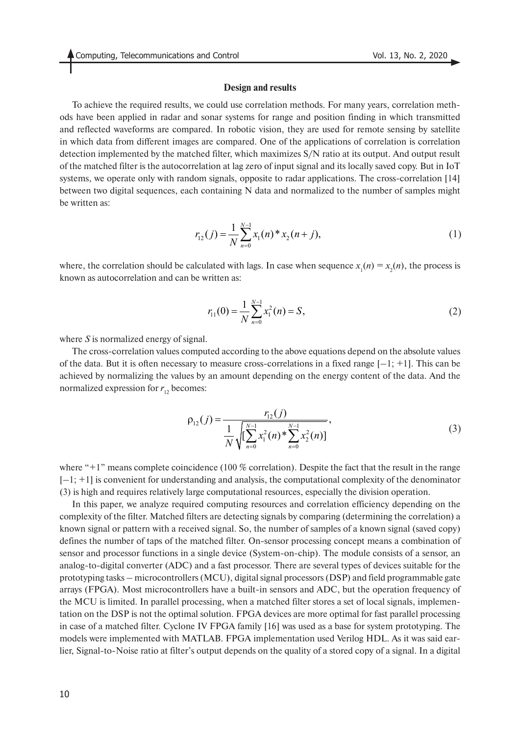## Design and results

To achieve the required results, we could use correlation methods. For many years, correlation methods have been applied in radar and sonar systems for range and position finding in which transmitted and reflected waveforms are compared. In robotic vision, they are used for remote sensing by satellite in which data from different images are compared. One of the applications of correlation is correlation detection implemented by the matched filter, which maximizes S/N ratio at its output. And output result of the matched filter is the autocorrelation at lag zero of input signal and its locally saved copy. But in IoT systems, we operate only with random signals, opposite to radar applications. The cross-correlation [14] between two digital sequences, each containing N data and normalized to the number of samples might be written as:

$$r_{12}(j) = \frac{1}{N}\sum_{n=0}^{N-1} x_1(n) * x_2(n+j), \tag{1}$$

where, the correlation should be calculated with lags. In case when sequence $x_1(n) = x_2(n)$, the process is known as autocorrelation and can be written as:

$$r_{11}(0) = \frac{1}{N}\sum_{n=0}^{N-1} x_1^2(n) = S, \tag{2}$$

where $S$ is normalized energy of signal.

The cross-correlation values computed according to the above equations depend on the absolute values of the data. But it is often necessary to measure cross-correlations in a fixed range [−1; +1]. This can be achieved by normalizing the values by an amount depending on the energy content of the data. And the normalized expression for $r_{12}$ becomes:

$$\rho_{12}(j) = \frac{r_{12}(j)}{\frac{1}{N}\sqrt{\left[\sum_{n=0}^{N-1} x_1^2(n) * \sum_{n=0}^{N-1} x_2^2(n)\right]}}, \tag{3}$$

where "+1" means complete coincidence (100 % correlation). Despite the fact that the result in the range [−1; +1] is convenient for understanding and analysis, the computational complexity of the denominator (3) is high and requires relatively large computational resources, especially the division operation.

In this paper, we analyze required computing resources and correlation efficiency depending on the complexity of the filter. Matched filters are detecting signals by comparing (determining the correlation) a known signal or pattern with a received signal. So, the number of samples of a known signal (saved copy) defines the number of taps of the matched filter. On-sensor processing concept means a combination of sensor and processor functions in a single device (System-on-chip). The module consists of a sensor, an analog-to-digital converter (ADC) and a fast processor. There are several types of devices suitable for the prototyping tasks – microcontrollers (MCU), digital signal processors (DSP) and field programmable gate arrays (FPGA). Most microcontrollers have a built-in sensors and ADC, but the operation frequency of the MCU is limited. In parallel processing, when a matched filter stores a set of local signals, implementation on the DSP is not the optimal solution. FPGA devices are more optimal for fast parallel processing in case of a matched filter. Cyclone IV FPGA family [16] was used as a base for system prototyping. The models were implemented with MATLAB. FPGA implementation used Verilog HDL. As it was said earlier, Signal-to-Noise ratio at filter's output depends on the quality of a stored copy of a signal. In a digital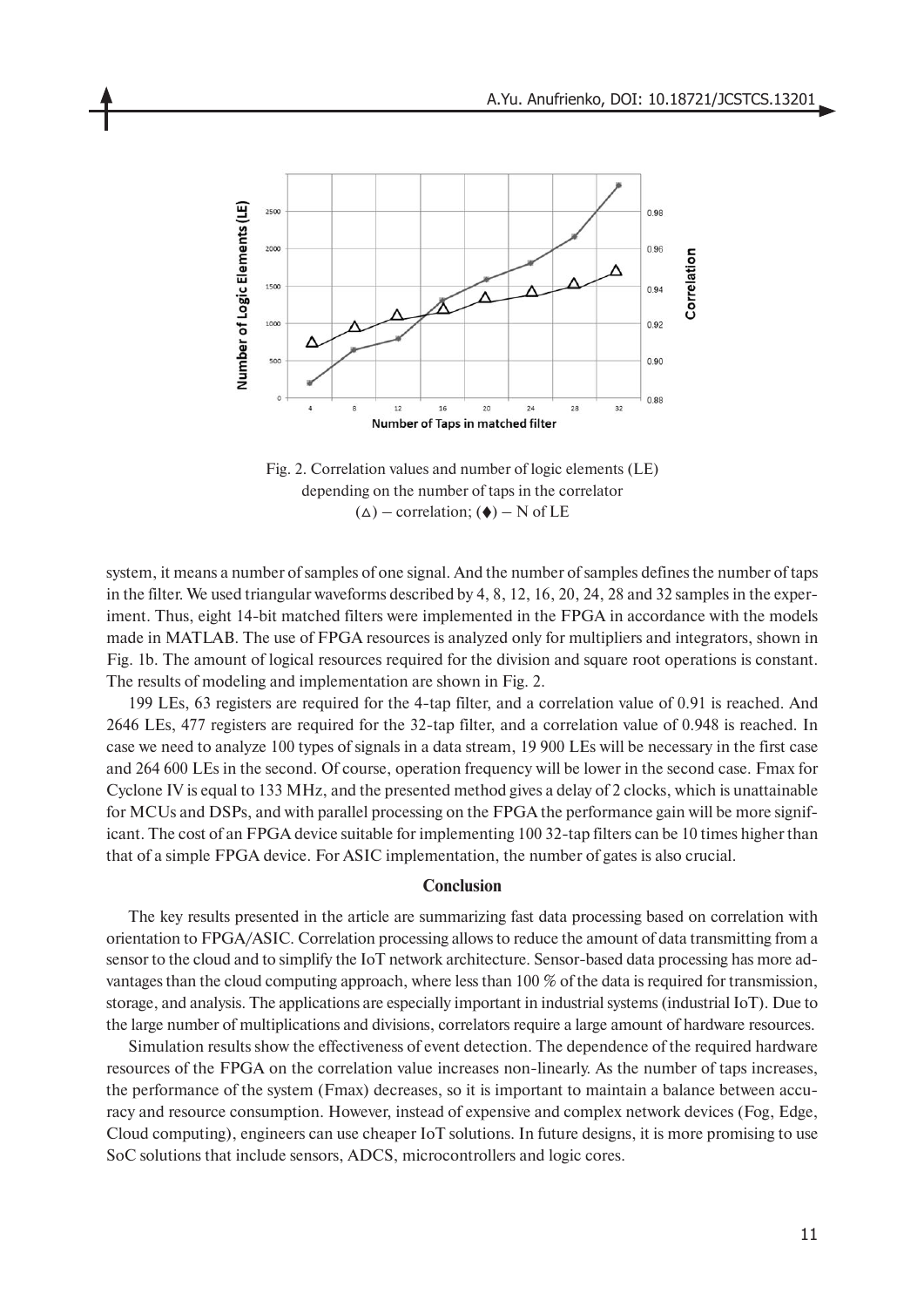Fig. 2. Correlation values and number of logic elements (LE) depending on the number of taps in the correlator (△) – correlation; (♦) – N of LE

system, it means a number of samples of one signal. And the number of samples defines the number of taps in the filter. We used triangular waveforms described by 4, 8, 12, 16, 20, 24, 28 and 32 samples in the experiment. Thus, eight 14-bit matched filters were implemented in the FPGA in accordance with the models made in MATLAB. The use of FPGA resources is analyzed only for multipliers and integrators, shown in Fig. 1b. The amount of logical resources required for the division and square root operations is constant. The results of modeling and implementation are shown in Fig. 2.

199 LEs, 63 registers are required for the 4-tap filter, and a correlation value of 0.91 is reached. And 2646 LEs, 477 registers are required for the 32-tap filter, and a correlation value of 0.948 is reached. In case we need to analyze 100 types of signals in a data stream, 19 900 LEs will be necessary in the first case and 264 600 LEs in the second. Of course, operation frequency will be lower in the second case. Fmax for Cyclone IV is equal to 133 MHz, and the presented method gives a delay of 2 clocks, which is unattainable for MCUs and DSPs, and with parallel processing on the FPGA the performance gain will be more significant. The cost of an FPGA device suitable for implementing 100 32-tap filters can be 10 times higher than that of a simple FPGA device. For ASIC implementation, the number of gates is also crucial.

## Conclusion

The key results presented in the article are summarizing fast data processing based on correlation with orientation to FPGA/ASIC. Correlation processing allows to reduce the amount of data transmitting from a sensor to the cloud and to simplify the IoT network architecture. Sensor-based data processing has more advantages than the cloud computing approach, where less than 100 % of the data is required for transmission, storage, and analysis. The applications are especially important in industrial systems (industrial IoT). Due to the large number of multiplications and divisions, correlators require a large amount of hardware resources.

Simulation results show the effectiveness of event detection. The dependence of the required hardware resources of the FPGA on the correlation value increases non-linearly. As the number of taps increases, the performance of the system (Fmax) decreases, so it is important to maintain a balance between accuracy and resource consumption. However, instead of expensive and complex network devices (Fog, Edge, Cloud computing), engineers can use cheaper IoT solutions. In future designs, it is more promising to use SoC solutions that include sensors, ADCS, microcontrollers and logic cores.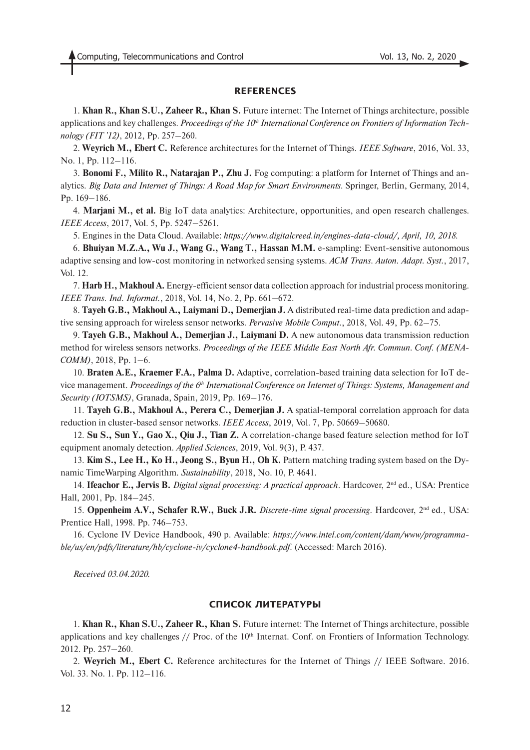## REFERENCES

1. **Khan R., Khan S.U., Zaheer R., Khan S.** Future internet: The Internet of Things architecture, possible applications and key challenges. *Proceedings of the 10th International Conference on Frontiers of Information Technology (FIT '12)*, 2012, Pp. 257–260.

2. **Weyrich M., Ebert C.** Reference architectures for the Internet of Things. *IEEE Software*, 2016, Vol. 33, No. 1, Pp. 112–116.

3. **Bonomi F., Milito R., Natarajan P., Zhu J.** Fog computing: a platform for Internet of Things and analytics. *Big Data and Internet of Things: A Road Map for Smart Environments*. Springer, Berlin, Germany, 2014, Pp. 169–186.

4. **Marjani M., et al.** Big IoT data analytics: Architecture, opportunities, and open research challenges. *IEEE Access*, 2017, Vol. 5, Pp. 5247–5261.

5. Engines in the Data Cloud. Available: *https://www.digitalcreed.in/engines-data-cloud/, April, 10, 2018.*

6. **Bhuiyan M.Z.A., Wu J., Wang G., Wang T., Hassan M.M.** e-sampling: Event-sensitive autonomous adaptive sensing and low-cost monitoring in networked sensing systems. *ACM Trans. Auton. Adapt. Syst.*, 2017, Vol. 12.

7. **Harb H., Makhoul A.** Energy-efficient sensor data collection approach for industrial process monitoring. *IEEE Trans. Ind. Informat.*, 2018, Vol. 14, No. 2, Pp. 661–672.

8. **Tayeh G.B., Makhoul A., Laiymani D., Demerjian J.** A distributed real-time data prediction and adaptive sensing approach for wireless sensor networks. *Pervasive Mobile Comput.*, 2018, Vol. 49, Pp. 62–75.

9. **Tayeh G.B., Makhoul A., Demerjian J., Laiymani D.** A new autonomous data transmission reduction method for wireless sensors networks. *Proceedings of the IEEE Middle East North Afr. Commun. Conf. (MENACOMM)*, 2018, Pp. 1–6.

10. **Braten A.E., Kraemer F.A., Palma D.** Adaptive, correlation-based training data selection for IoT device management. *Proceedings of the 6th International Conference on Internet of Things: Systems, Management and Security (IOTSMS)*, Granada, Spain, 2019, Pp. 169–176.

11. **Tayeh G.B., Makhoul A., Perera C., Demerjian J.** A spatial-temporal correlation approach for data reduction in cluster-based sensor networks. *IEEE Access*, 2019, Vol. 7, Pp. 50669–50680.

12. **Su S., Sun Y., Gao X., Qiu J., Tian Z.** A correlation-change based feature selection method for IoT equipment anomaly detection. *Applied Sciences*, 2019, Vol. 9(3), P. 437.

13. **Kim S., Lee H., Ko H., Jeong S., Byun H., Oh K.** Pattern matching trading system based on the Dynamic TimeWarping Algorithm. *Sustainability*, 2018, No. 10, P. 4641.

14. **Ifeachor E., Jervis B.** *Digital signal processing: A practical approach*. Hardcover, 2nd ed., USA: Prentice Hall, 2001, Pp. 184–245.

15. **Oppenheim A.V., Schafer R.W., Buck J.R.** *Discrete-time signal processing*. Hardcover, 2nd ed., USA: Prentice Hall, 1998. Pp. 746–753.

16. Cyclone IV Device Handbook, 490 p. Available: *https://www.intel.com/content/dam/www/programmable/us/en/pdfs/literature/hb/cyclone-iv/cyclone4-handbook.pdf*. (Accessed: March 2016).

*Received 03.04.2020.*

## СПИСОК ЛИТЕРАТУРЫ

1. **Khan R., Khan S.U., Zaheer R., Khan S.** Future internet: The Internet of Things architecture, possible applications and key challenges // Proc. of the 10th Internat. Conf. on Frontiers of Information Technology. 2012. Pp. 257–260.

2. **Weyrich M., Ebert C.** Reference architectures for the Internet of Things // IEEE Software. 2016. Vol. 33. No. 1. Pp. 112–116.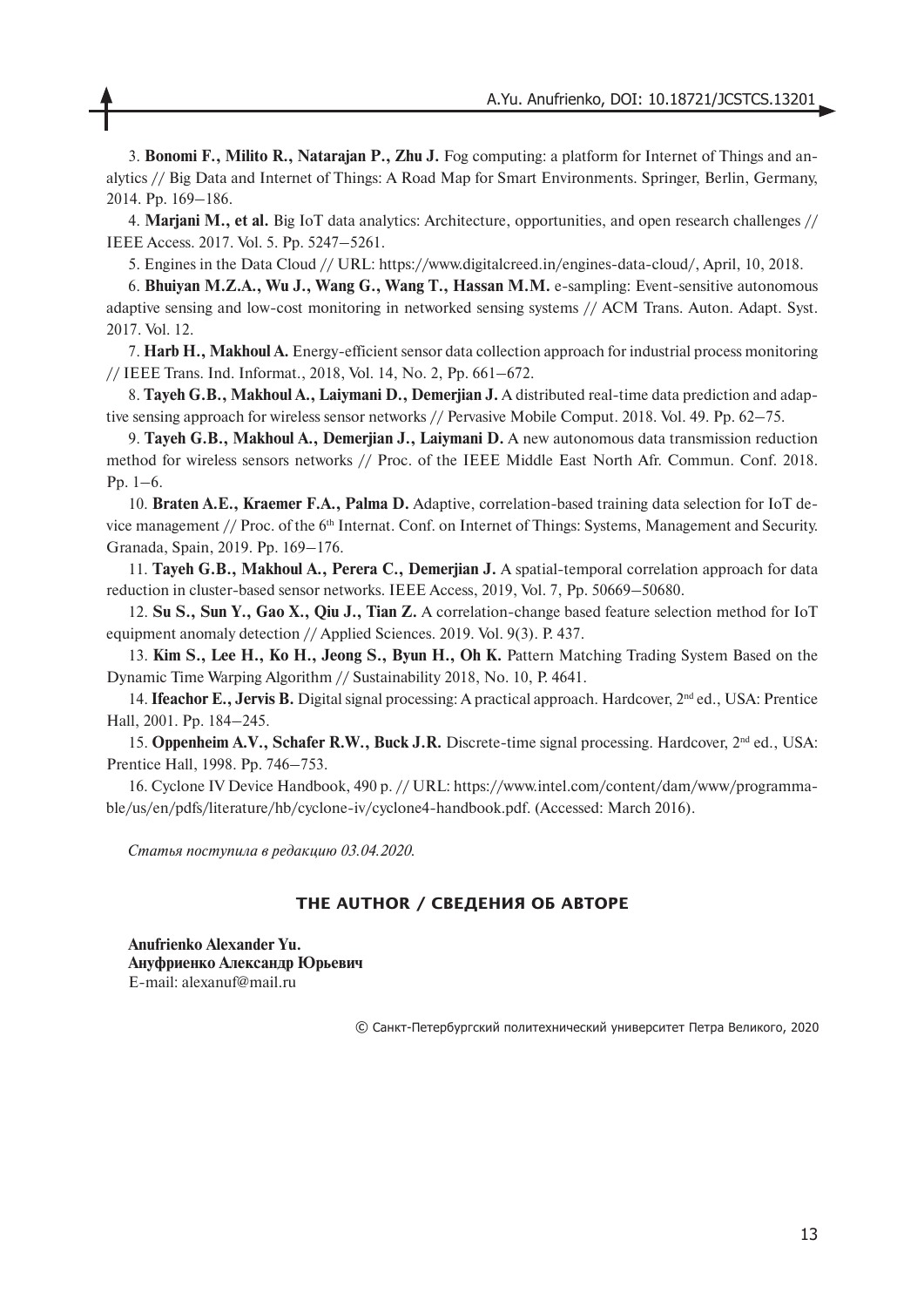3. **Bonomi F., Milito R., Natarajan P., Zhu J.** Fog computing: a platform for Internet of Things and analytics // Big Data and Internet of Things: A Road Map for Smart Environments. Springer, Berlin, Germany, 2014. Pp. 169–186.

4. **Marjani M., et al.** Big IoT data analytics: Architecture, opportunities, and open research challenges // IEEE Access. 2017. Vol. 5. Pp. 5247–5261.

5. Engines in the Data Cloud // URL: https://www.digitalcreed.in/engines-data-cloud/, April, 10, 2018.

6. **Bhuiyan M.Z.A., Wu J., Wang G., Wang T., Hassan M.M.** e-sampling: Event-sensitive autonomous adaptive sensing and low-cost monitoring in networked sensing systems // ACM Trans. Auton. Adapt. Syst. 2017. Vol. 12.

7. **Harb H., Makhoul A.** Energy-efficient sensor data collection approach for industrial process monitoring // IEEE Trans. Ind. Informat., 2018, Vol. 14, No. 2, Pp. 661–672.

8. **Tayeh G.B., Makhoul A., Laiymani D., Demerjian J.** A distributed real-time data prediction and adaptive sensing approach for wireless sensor networks // Pervasive Mobile Comput. 2018. Vol. 49. Pp. 62–75.

9. **Tayeh G.B., Makhoul A., Demerjian J., Laiymani D.** A new autonomous data transmission reduction method for wireless sensors networks // Proc. of the IEEE Middle East North Afr. Commun. Conf. 2018. Pp. 1–6.

10. **Braten A.E., Kraemer F.A., Palma D.** Adaptive, correlation-based training data selection for IoT device management // Proc. of the 6th Internat. Conf. on Internet of Things: Systems, Management and Security. Granada, Spain, 2019. Pp. 169–176.

11. **Tayeh G.B., Makhoul A., Perera C., Demerjian J.** A spatial-temporal correlation approach for data reduction in cluster-based sensor networks. IEEE Access, 2019, Vol. 7, Pp. 50669–50680.

12. **Su S., Sun Y., Gao X., Qiu J., Tian Z.** A correlation-change based feature selection method for IoT equipment anomaly detection // Applied Sciences. 2019. Vol. 9(3). P. 437.

13. **Kim S., Lee H., Ko H., Jeong S., Byun H., Oh K.** Pattern Matching Trading System Based on the Dynamic Time Warping Algorithm // Sustainability 2018, No. 10, P. 4641.

14. **Ifeachor E., Jervis B.** Digital signal processing: A practical approach. Hardcover, 2nd ed., USA: Prentice Hall, 2001. Pp. 184–245.

15. **Oppenheim A.V., Schafer R.W., Buck J.R.** Discrete-time signal processing. Hardcover, 2nd ed., USA: Prentice Hall, 1998. Pp. 746–753.

16. Cyclone IV Device Handbook, 490 p. // URL: https://www.intel.com/content/dam/www/programmable/us/en/pdfs/literature/hb/cyclone-iv/cyclone4-handbook.pdf. (Accessed: March 2016).

*Статья поступила в редакцию 03.04.2020.*

## THE AUTHOR / СВЕДЕНИЯ ОБ АВТОРЕ

**Anufrienko Alexander Yu.**
**Ануфриенко Александр Юрьевич**
E-mail: alexanuf@mail.ru

© Санкт-Петербургский политехнический университет Петра Великого, 2020